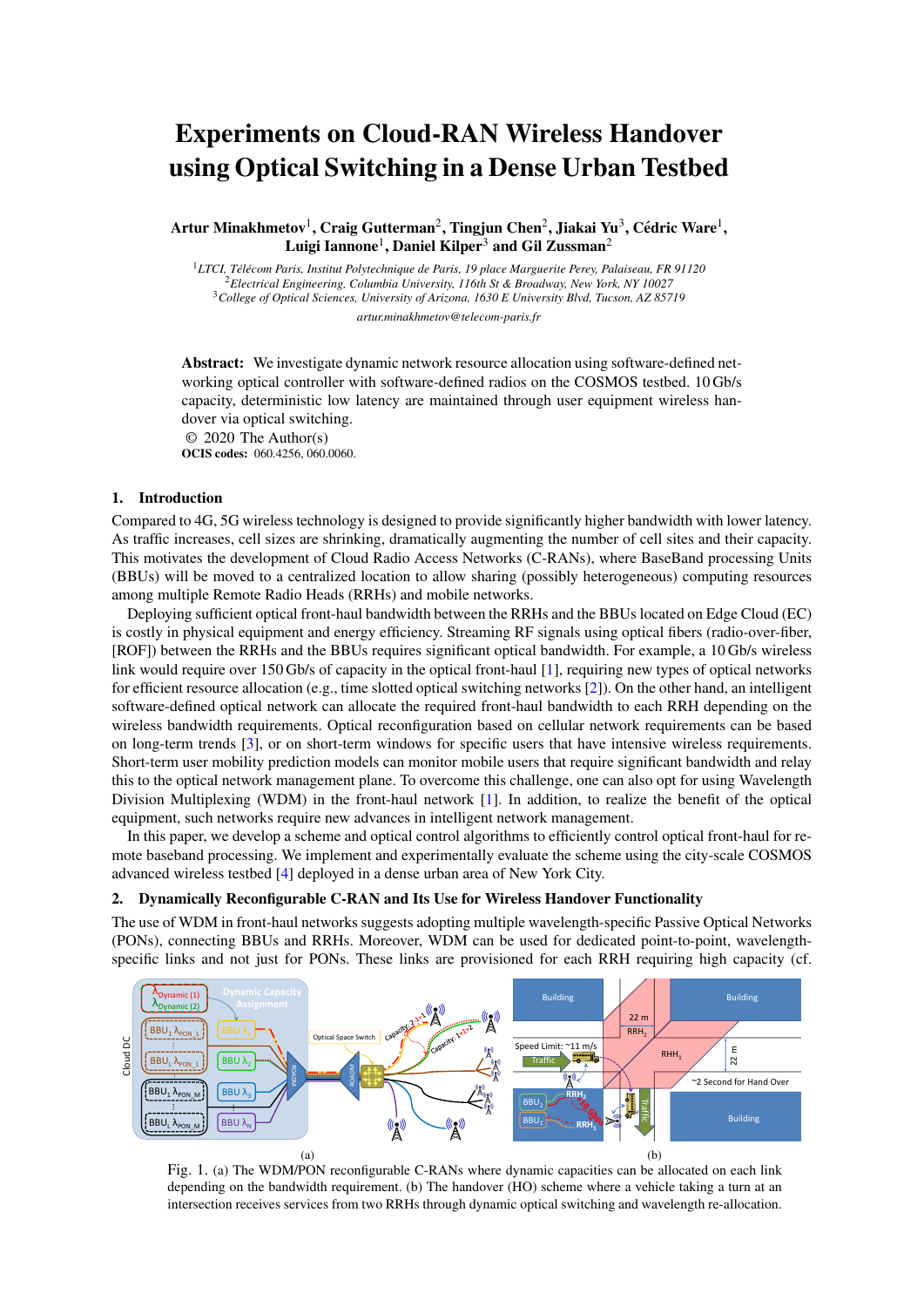# Experiments on Cloud-RAN Wireless Handover using Optical Switching in a Dense Urban Testbed

**Artur Minakhmetov[1], Craig Gutterman[2], Tingjun Chen[2], Jiakai Yu[3], Cédric Ware[1], Luigi Iannone[1], Daniel Kilper[3] and Gil Zussman[2]**

[1]*LTCI, Télécom Paris, Institut Polytechnique de Paris, 19 place Marguerite Perey, Palaiseau, FR 91120*
[2]*Electrical Engineering, Columbia University, 116th St & Broadway, New York, NY 10027*
[3]*College of Optical Sciences, University of Arizona, 1630 E University Blvd, Tucson, AZ 85719*

*artur.minakhmetov@telecom-paris.fr*

**Abstract:** We investigate dynamic network resource allocation using software-defined networking optical controller with software-defined radios on the COSMOS testbed. 10 Gb/s capacity, deterministic low latency are maintained through user equipment wireless handover via optical switching.
© 2020 The Author(s)
**OCIS codes:** 060.4256, 060.0060.

## 1. Introduction

Compared to 4G, 5G wireless technology is designed to provide significantly higher bandwidth with lower latency. As traffic increases, cell sizes are shrinking, dramatically augmenting the number of cell sites and their capacity. This motivates the development of Cloud Radio Access Networks (C-RANs), where BaseBand processing Units (BBUs) will be moved to a centralized location to allow sharing (possibly heterogeneous) computing resources among multiple Remote Radio Heads (RRHs) and mobile networks.

Deploying sufficient optical front-haul bandwidth between the RRHs and the BBUs located on Edge Cloud (EC) is costly in physical equipment and energy efficiency. Streaming RF signals using optical fibers (radio-over-fiber, [ROF]) between the RRHs and the BBUs requires significant optical bandwidth. For example, a 10 Gb/s wireless link would require over 150 Gb/s of capacity in the optical front-haul [1], requiring new types of optical networks for efficient resource allocation (e.g., time slotted optical switching networks [2]). On the other hand, an intelligent software-defined optical network can allocate the required front-haul bandwidth to each RRH depending on the wireless bandwidth requirements. Optical reconfiguration based on cellular network requirements can be based on long-term trends [3], or on short-term windows for specific users that have intensive wireless requirements. Short-term user mobility prediction models can monitor mobile users that require significant bandwidth and relay this to the optical network management plane. To overcome this challenge, one can also opt for using Wavelength Division Multiplexing (WDM) in the front-haul network [1]. In addition, to realize the benefit of the optical equipment, such networks require new advances in intelligent network management.

In this paper, we develop a scheme and optical control algorithms to efficiently control optical front-haul for remote baseband processing. We implement and experimentally evaluate the scheme using the city-scale COSMOS advanced wireless testbed [4] deployed in a dense urban area of New York City.

## 2. Dynamically Reconfigurable C-RAN and Its Use for Wireless Handover Functionality

The use of WDM in front-haul networks suggests adopting multiple wavelength-specific Passive Optical Networks (PONs), connecting BBUs and RRHs. Moreover, WDM can be used for dedicated point-to-point, wavelength-specific links and not just for PONs. These links are provisioned for each RRH requiring high capacity (cf.

Fig. 1. (a) The WDM/PON reconfigurable C-RANs where dynamic capacities can be allocated on each link depending on the bandwidth requirement. (b) The handover (HO) scheme where a vehicle taking a turn at an intersection receives services from two RRHs through dynamic optical switching and wavelength re-allocation.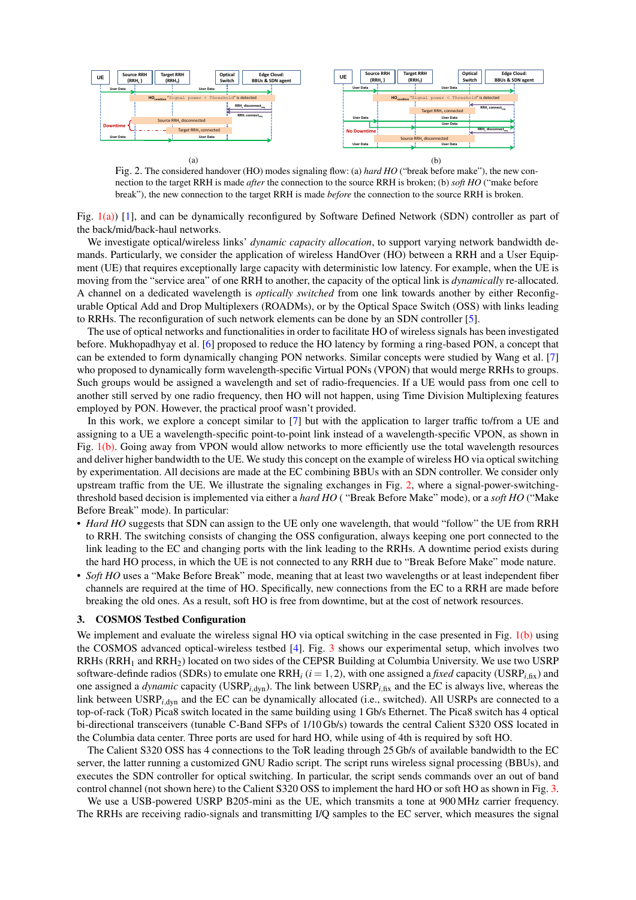Fig. 2. The considered handover (HO) modes signaling flow: (a) *hard HO* ("break before make"), the new connection to the target RRH is made *after* the connection to the source RRH is broken; (b) *soft HO* ("make before break"), the new connection to the target RRH is made *before* the connection to the source RRH is broken.

Fig. 1(a)) [1], and can be dynamically reconfigured by Software Defined Network (SDN) controller as part of the back/mid/back-haul networks.

We investigate optical/wireless links' *dynamic capacity allocation*, to support varying network bandwidth demands. Particularly, we consider the application of wireless HandOver (HO) between a RRH and a User Equipment (UE) that requires exceptionally large capacity with deterministic low latency. For example, when the UE is moving from the "service area" of one RRH to another, the capacity of the optical link is *dynamically* re-allocated. A channel on a dedicated wavelength is *optically switched* from one link towards another by either Reconfigurable Optical Add and Drop Multiplexers (ROADMs), or by the Optical Space Switch (OSS) with links leading to RRHs. The reconfiguration of such network elements can be done by an SDN controller [5].

The use of optical networks and functionalities in order to facilitate HO of wireless signals has been investigated before. Mukhopadhyay et al. [6] proposed to reduce the HO latency by forming a ring-based PON, a concept that can be extended to form dynamically changing PON networks. Similar concepts were studied by Wang et al. [7] who proposed to dynamically form wavelength-specific Virtual PONs (VPON) that would merge RRHs to groups. Such groups would be assigned a wavelength and set of radio-frequencies. If a UE would pass from one cell to another still served by one radio frequency, then HO will not happen, using Time Division Multiplexing features employed by PON. However, the practical proof wasn't provided.

In this work, we explore a concept similar to [7] but with the application to larger traffic to/from a UE and assigning to a UE a wavelength-specific point-to-point link instead of a wavelength-specific VPON, as shown in Fig. 1(b). Going away from VPON would allow networks to more efficiently use the total wavelength resources and deliver higher bandwidth to the UE. We study this concept on the example of wireless HO via optical switching by experimentation. All decisions are made at the EC combining BBUs with an SDN controller. We consider only upstream traffic from the UE. We illustrate the signaling exchanges in Fig. 2, where a signal-power-switching-threshold based decision is implemented via either a *hard HO* ( "Break Before Make" mode), or a *soft HO* ("Make Before Break" mode). In particular:

- *Hard HO* suggests that SDN can assign to the UE only one wavelength, that would "follow" the UE from RRH to RRH. The switching consists of changing the OSS configuration, always keeping one port connected to the link leading to the EC and changing ports with the link leading to the RRHs. A downtime period exists during the hard HO process, in which the UE is not connected to any RRH due to "Break Before Make" mode nature.
- *Soft HO* uses a "Make Before Break" mode, meaning that at least two wavelengths or at least independent fiber channels are required at the time of HO. Specifically, new connections from the EC to a RRH are made before breaking the old ones. As a result, soft HO is free from downtime, but at the cost of network resources.

## 3. COSMOS Testbed Configuration

We implement and evaluate the wireless signal HO via optical switching in the case presented in Fig. 1(b) using the COSMOS advanced optical-wireless testbed [4]. Fig. 3 shows our experimental setup, which involves two RRHs ($RRH_1$ and $RRH_2$) located on two sides of the CEPSR Building at Columbia University. We use two USRP software-definde radios (SDRs) to emulate one $RRH_i$ ($i = 1,2$), with one assigned a *fixed* capacity ($USRP_{i,fix}$) and one assigned a *dynamic* capacity ($USRP_{i,dyn}$). The link between $USRP_{i,fix}$ and the EC is always live, whereas the link between $USRP_{i,dyn}$ and the EC can be dynamically allocated (i.e., switched). All USRPs are connected to a top-of-rack (ToR) Pica8 switch located in the same building using 1 Gb/s Ethernet. The Pica8 switch has 4 optical bi-directional transceivers (tunable C-Band SFPs of 1/10 Gb/s) towards the central Calient S320 OSS located in the Columbia data center. Three ports are used for hard HO, while using of 4th is required by soft HO.

The Calient S320 OSS has 4 connections to the ToR leading through 25 Gb/s of available bandwidth to the EC server, the latter running a customized GNU Radio script. The script runs wireless signal processing (BBUs), and executes the SDN controller for optical switching. In particular, the script sends commands over an out of band control channel (not shown here) to the Calient S320 OSS to implement the hard HO or soft HO as shown in Fig. 3.

We use a USB-powered USRP B205-mini as the UE, which transmits a tone at 900 MHz carrier frequency. The RRHs are receiving radio-signals and transmitting I/Q samples to the EC server, which measures the signal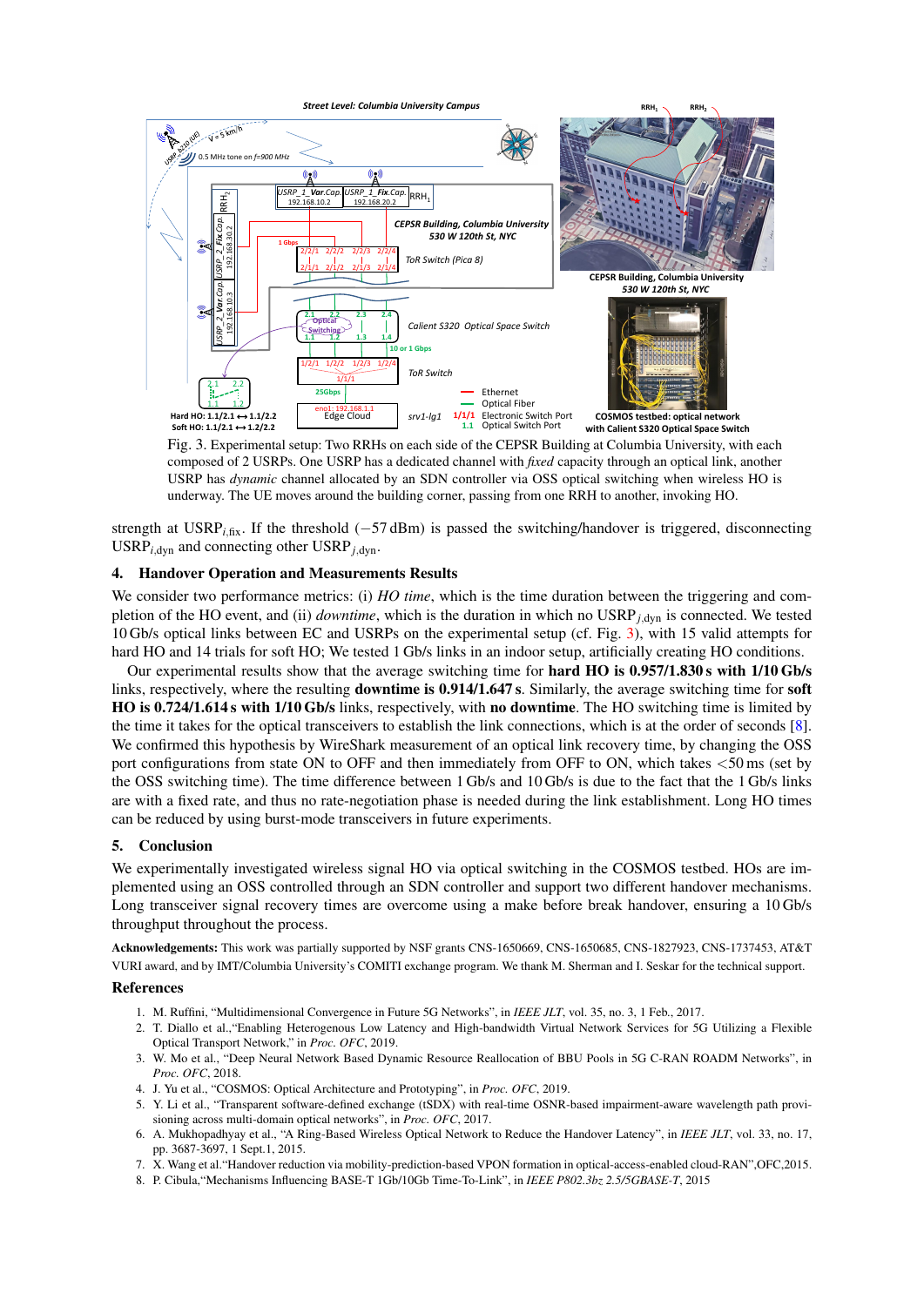Street Level: Columbia University Campus

RRH₁ RRH₂

Fig. 3. Experimental setup: Two RRHs on each side of the CEPSR Building at Columbia University, with each composed of 2 USRPs. One USRP has a dedicated channel with *fixed* capacity through an optical link, another USRP has *dynamic* channel allocated by an SDN controller via OSS optical switching when wireless HO is underway. The UE moves around the building corner, passing from one RRH to another, invoking HO.

strength at $\text{USRP}_{i,\text{fix}}$. If the threshold (−57 dBm) is passed the switching/handover is triggered, disconnecting $\text{USRP}_{i,\text{dyn}}$ and connecting other $\text{USRP}_{j,\text{dyn}}$.

## 4. Handover Operation and Measurements Results

We consider two performance metrics: (i) *HO time*, which is the time duration between the triggering and completion of the HO event, and (ii) *downtime*, which is the duration in which no $\text{USRP}_{j,\text{dyn}}$ is connected. We tested 10 Gb/s optical links between EC and USRPs on the experimental setup (cf. Fig. 3), with 15 valid attempts for hard HO and 14 trials for soft HO; We tested 1 Gb/s links in an indoor setup, artificially creating HO conditions.

Our experimental results show that the average switching time for **hard HO is 0.957/1.830 s with 1/10 Gb/s** links, respectively, where the resulting **downtime is 0.914/1.647 s**. Similarly, the average switching time for **soft HO is 0.724/1.614 s with 1/10 Gb/s** links, respectively, with **no downtime**. The HO switching time is limited by the time it takes for the optical transceivers to establish the link connections, which is at the order of seconds [8]. We confirmed this hypothesis by WireShark measurement of an optical link recovery time, by changing the OSS port configurations from state ON to OFF and then immediately from OFF to ON, which takes <50 ms (set by the OSS switching time). The time difference between 1 Gb/s and 10 Gb/s is due to the fact that the 1 Gb/s links are with a fixed rate, and thus no rate-negotiation phase is needed during the link establishment. Long HO times can be reduced by using burst-mode transceivers in future experiments.

## 5. Conclusion

We experimentally investigated wireless signal HO via optical switching in the COSMOS testbed. HOs are implemented using an OSS controlled through an SDN controller and support two different handover mechanisms. Long transceiver signal recovery times are overcome using a make before break handover, ensuring a 10 Gb/s throughput throughout the process.

**Acknowledgements:** This work was partially supported by NSF grants CNS-1650669, CNS-1650685, CNS-1827923, CNS-1737453, AT&T VURI award, and by IMT/Columbia University's COMITI exchange program. We thank M. Sherman and I. Seskar for the technical support.

## References

1. M. Ruffini, "Multidimensional Convergence in Future 5G Networks", in *IEEE JLT*, vol. 35, no. 3, 1 Feb., 2017.
2. T. Diallo et al.,"Enabling Heterogeneous Low Latency and High-bandwidth Virtual Network Services for 5G Utilizing a Flexible Optical Transport Network," in *Proc. OFC*, 2019.
3. W. Mo et al., "Deep Neural Network Based Dynamic Resource Reallocation of BBU Pools in 5G C-RAN ROADM Networks", in *Proc. OFC*, 2018.
4. J. Yu et al., "COSMOS: Optical Architecture and Prototyping", in *Proc. OFC*, 2019.
5. Y. Li et al., "Transparent software-defined exchange (tSDX) with real-time OSNR-based impairment-aware wavelength path provisioning across multi-domain optical networks", in *Proc. OFC*, 2017.
6. A. Mukhopadhyay et al., "A Ring-Based Wireless Optical Network to Reduce the Handover Latency", in *IEEE JLT*, vol. 33, no. 17, pp. 3687-3697, 1 Sept.1, 2015.
7. X. Wang et al."Handover reduction via mobility-prediction-based VPON formation in optical-access-enabled cloud-RAN",OFC,2015.
8. P. Cibula,"Mechanisms Influencing BASE-T 1Gb/10Gb Time-To-Link", in *IEEE P802.3bz 2.5/5GBASE-T*, 2015